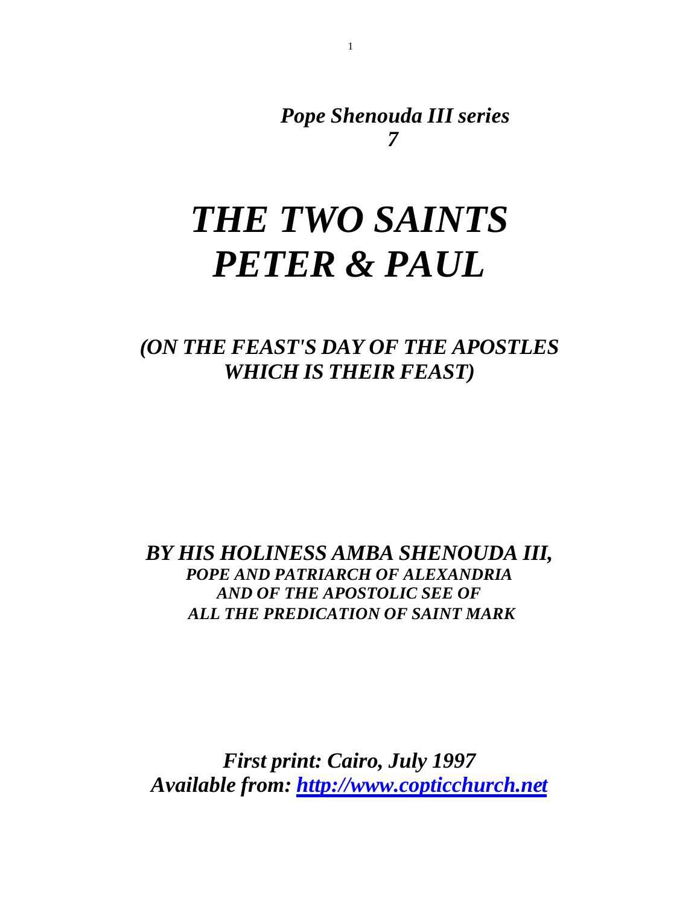*Pope Shenouda III series*
*7*

# *THE TWO SAINTS PETER & PAUL*

## *(ON THE FEAST'S DAY OF THE APOSTLES WHICH IS THEIR FEAST)*

***BY HIS HOLINESS AMBA SHENOUDA III,***
***POPE AND PATRIARCH OF ALEXANDRIA***
***AND OF THE APOSTOLIC SEE OF***
***ALL THE PREDICATION OF SAINT MARK***

***First print: Cairo, July 1997***
***Available from: [http://www.copticchurch.net](http://www.copticchurch.net)***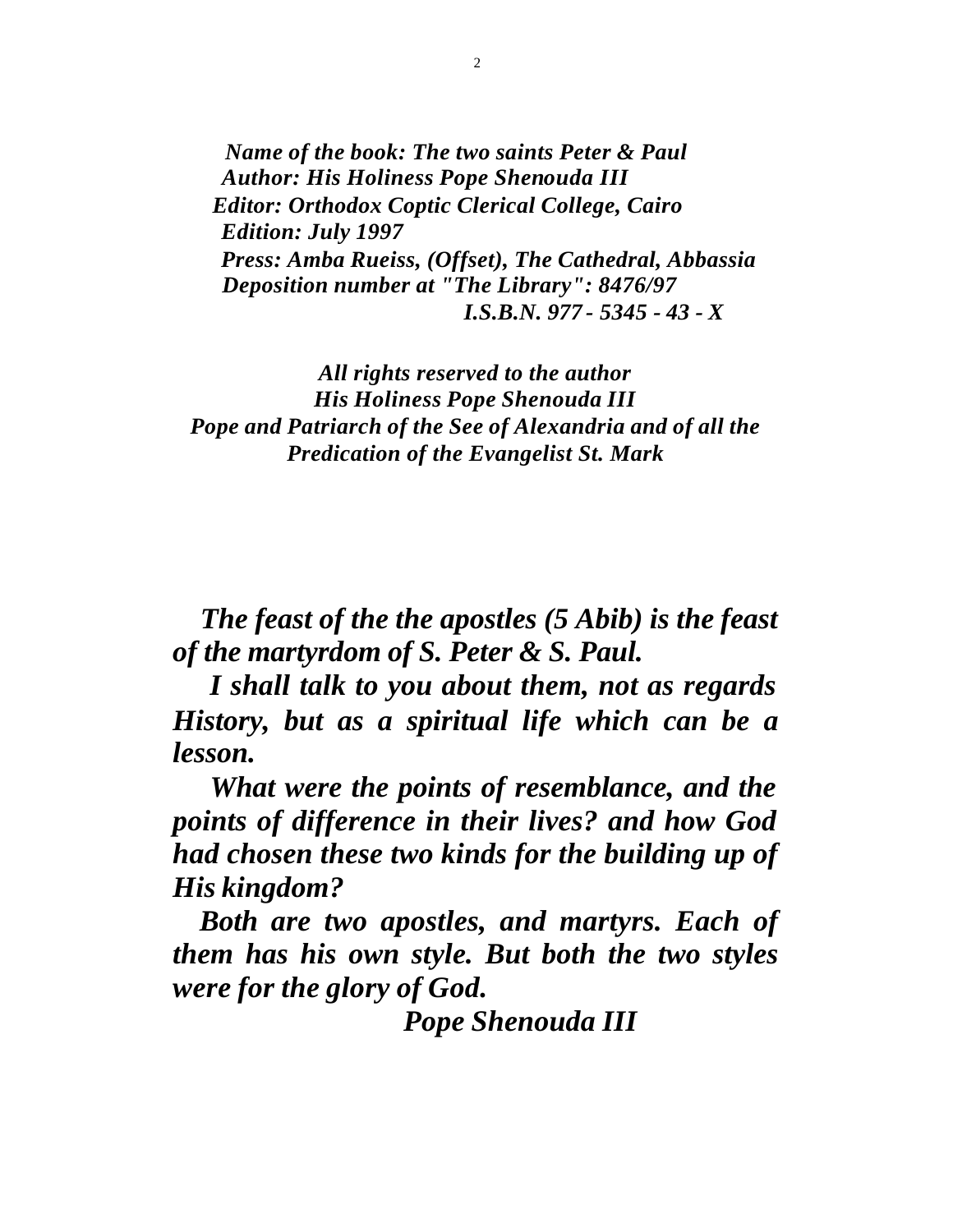*Name of the book: The two saints Peter & Paul*
*Author: His Holiness Pope Shenouda III*
*Editor: Orthodox Coptic Clerical College, Cairo*
*Edition: July 1997*
*Press: Amba Rueiss, (Offset), The Cathedral, Abbassia*
*Deposition number at "The Library": 8476/97*
*I.S.B.N. 977 - 5345 - 43 - X*

***All rights reserved to the author***
***His Holiness Pope Shenouda III***
***Pope and Patriarch of the See of Alexandria and of all the Predication of the Evangelist St. Mark***

***The feast of the the apostles (5 Abib) is the feast of the martyrdom of S. Peter & S. Paul.***

***I shall talk to you about them, not as regards History, but as a spiritual life which can be a lesson.***

***What were the points of resemblance, and the points of difference in their lives? and how God had chosen these two kinds for the building up of His kingdom?***

***Both are two apostles, and martyrs. Each of them has his own style. But both the two styles were for the glory of God.***

***Pope Shenouda III***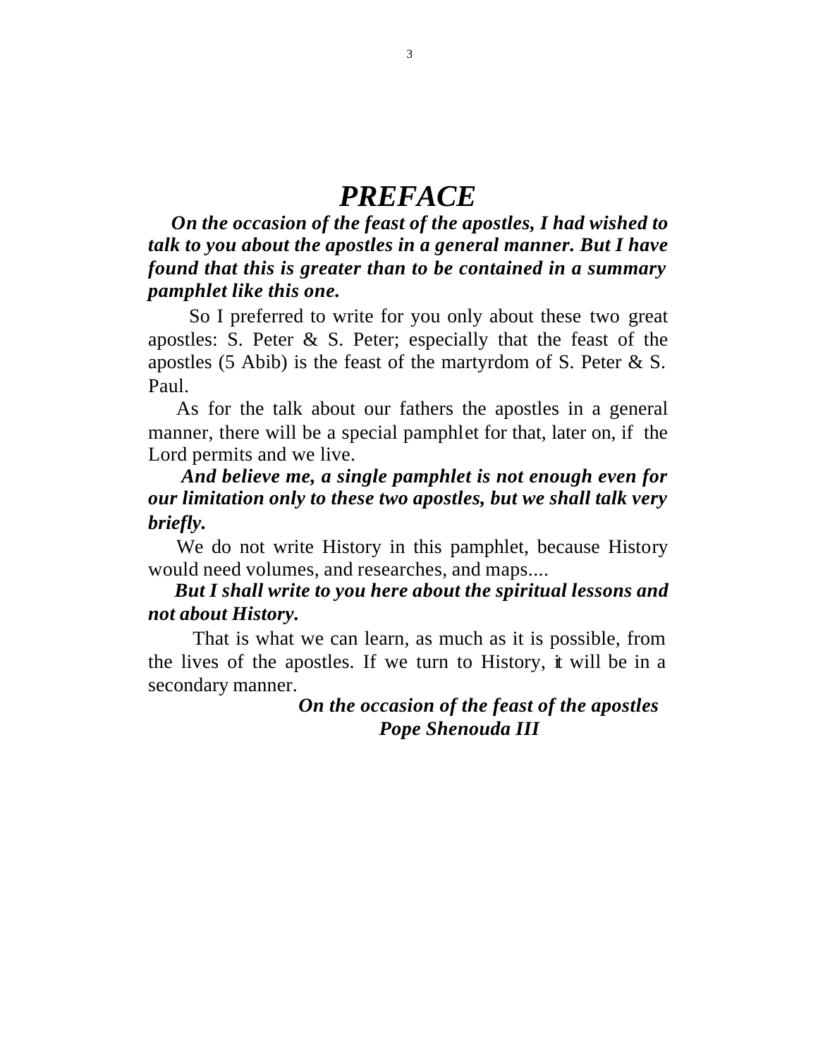# PREFACE

***On the occasion of the feast of the apostles, I had wished to talk to you about the apostles in a general manner. But I have found that this is greater than to be contained in a summary pamphlet like this one.***

So I preferred to write for you only about these two great apostles: S. Peter & S. Peter; especially that the feast of the apostles (5 Abib) is the feast of the martyrdom of S. Peter & S. Paul.

As for the talk about our fathers the apostles in a general manner, there will be a special pamphlet for that, later on, if the Lord permits and we live.

***And believe me, a single pamphlet is not enough even for our limitation only to these two apostles, but we shall talk very briefly.***

We do not write History in this pamphlet, because History would need volumes, and researches, and maps....

***But I shall write to you here about the spiritual lessons and not about History.***

That is what we can learn, as much as it is possible, from the lives of the apostles. If we turn to History, it will be in a secondary manner.

***On the occasion of the feast of the apostles***
***Pope Shenouda III***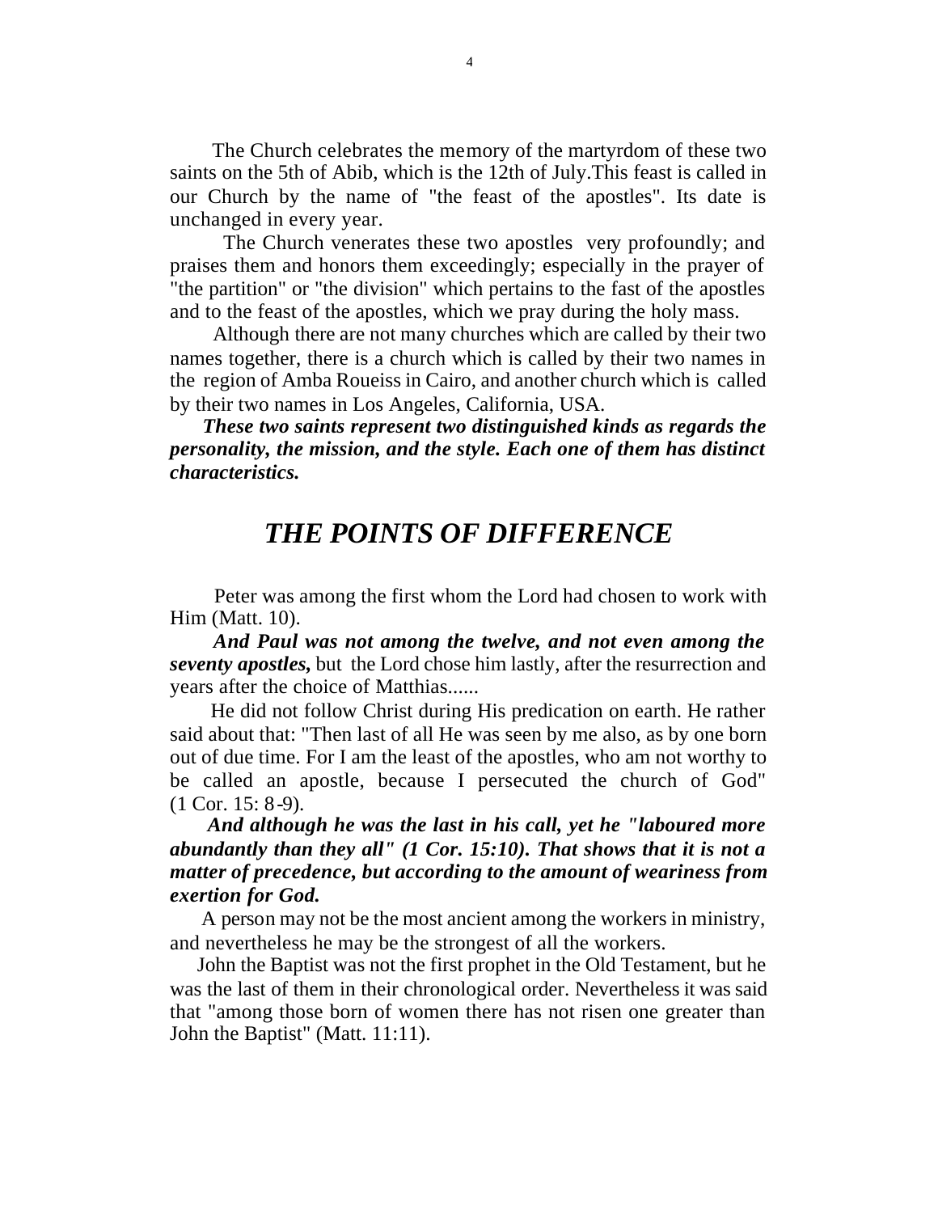The Church celebrates the memory of the martyrdom of these two saints on the 5th of Abib, which is the 12th of July.This feast is called in our Church by the name of "the feast of the apostles". Its date is unchanged in every year.

The Church venerates these two apostles very profoundly; and praises them and honors them exceedingly; especially in the prayer of "the partition" or "the division" which pertains to the fast of the apostles and to the feast of the apostles, which we pray during the holy mass.

Although there are not many churches which are called by their two names together, there is a church which is called by their two names in the region of Amba Roueiss in Cairo, and another church which is called by their two names in Los Angeles, California, USA.

***These two saints represent two distinguished kinds as regards the personality, the mission, and the style. Each one of them has distinct characteristics.***

## *THE POINTS OF DIFFERENCE*

Peter was among the first whom the Lord had chosen to work with Him (Matt. 10).

***And Paul was not among the twelve, and not even among the seventy apostles,*** but the Lord chose him lastly, after the resurrection and years after the choice of Matthias......

He did not follow Christ during His predication on earth. He rather said about that: "Then last of all He was seen by me also, as by one born out of due time. For I am the least of the apostles, who am not worthy to be called an apostle, because I persecuted the church of God" (1 Cor. 15: 8-9).

***And although he was the last in his call, yet he "laboured more abundantly than they all" (1 Cor. 15:10). That shows that it is not a matter of precedence, but according to the amount of weariness from exertion for God.***

A person may not be the most ancient among the workers in ministry, and nevertheless he may be the strongest of all the workers.

John the Baptist was not the first prophet in the Old Testament, but he was the last of them in their chronological order. Nevertheless it was said that "among those born of women there has not risen one greater than John the Baptist" (Matt. 11:11).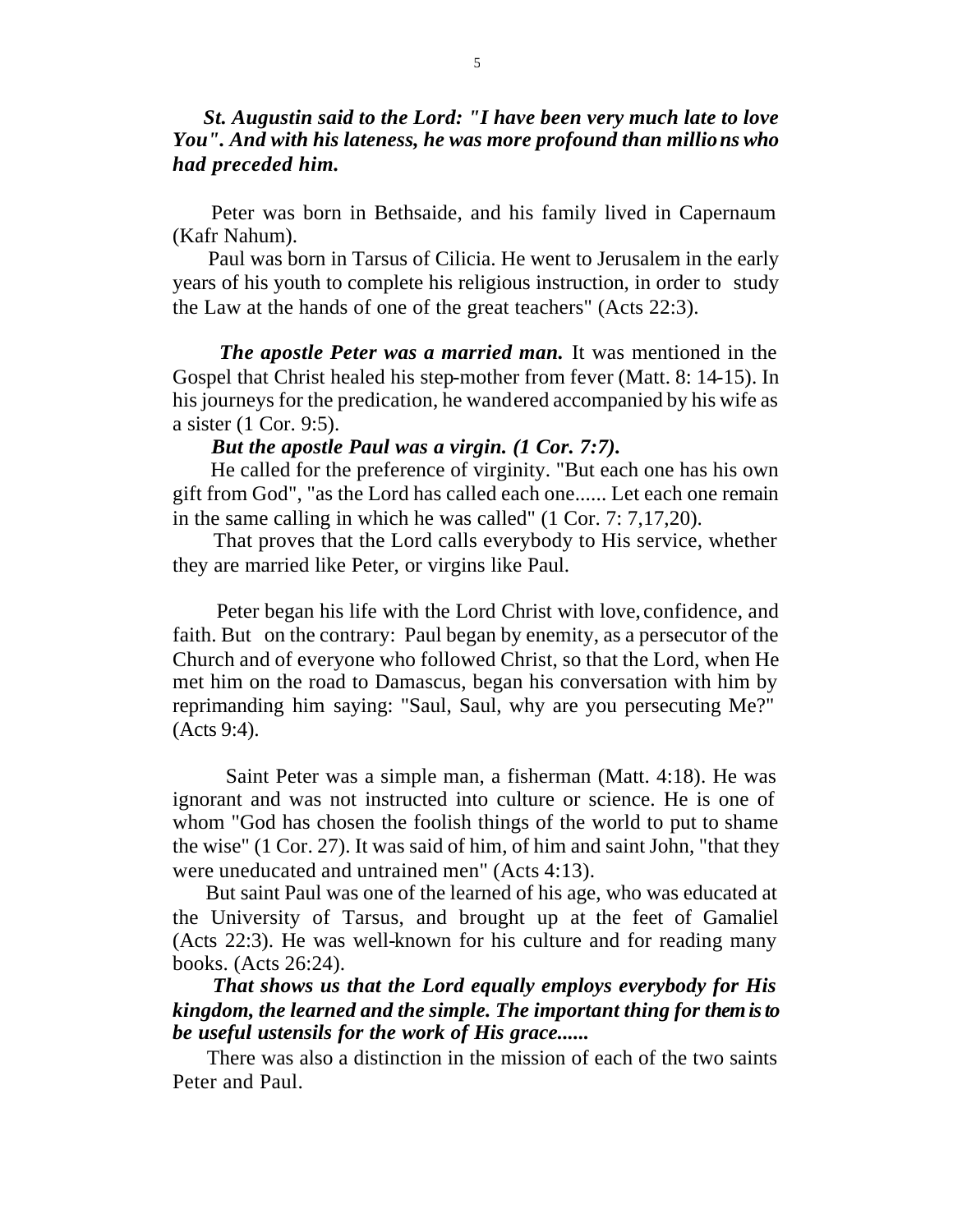***St. Augustin said to the Lord: "I have been very much late to love You". And with his lateness, he was more profound than millions who had preceded him.***

Peter was born in Bethsaide, and his family lived in Capernaum (Kafr Nahum).

Paul was born in Tarsus of Cilicia. He went to Jerusalem in the early years of his youth to complete his religious instruction, in order to study the Law at the hands of one of the great teachers" (Acts 22:3).

***The apostle Peter was a married man.*** It was mentioned in the Gospel that Christ healed his step-mother from fever (Matt. 8: 14-15). In his journeys for the predication, he wandered accompanied by his wife as a sister (1 Cor. 9:5).

***But the apostle Paul was a virgin. (1 Cor. 7:7).***

He called for the preference of virginity. "But each one has his own gift from God", "as the Lord has called each one...... Let each one remain in the same calling in which he was called" (1 Cor. 7: 7,17,20).

That proves that the Lord calls everybody to His service, whether they are married like Peter, or virgins like Paul.

Peter began his life with the Lord Christ with love, confidence, and faith. But on the contrary: Paul began by enmity, as a persecutor of the Church and of everyone who followed Christ, so that the Lord, when He met him on the road to Damascus, began his conversation with him by reprimanding him saying: "Saul, Saul, why are you persecuting Me?" (Acts 9:4).

Saint Peter was a simple man, a fisherman (Matt. 4:18). He was ignorant and was not instructed into culture or science. He is one of whom "God has chosen the foolish things of the world to put to shame the wise" (1 Cor. 27). It was said of him, of him and saint John, "that they were uneducated and untrained men" (Acts 4:13).

But saint Paul was one of the learned of his age, who was educated at the University of Tarsus, and brought up at the feet of Gamaliel (Acts 22:3). He was well-known for his culture and for reading many books. (Acts 26:24).

***That shows us that the Lord equally employs everybody for His kingdom, the learned and the simple. The important thing for them is to be useful ustensils for the work of His grace......***

There was also a distinction in the mission of each of the two saints Peter and Paul.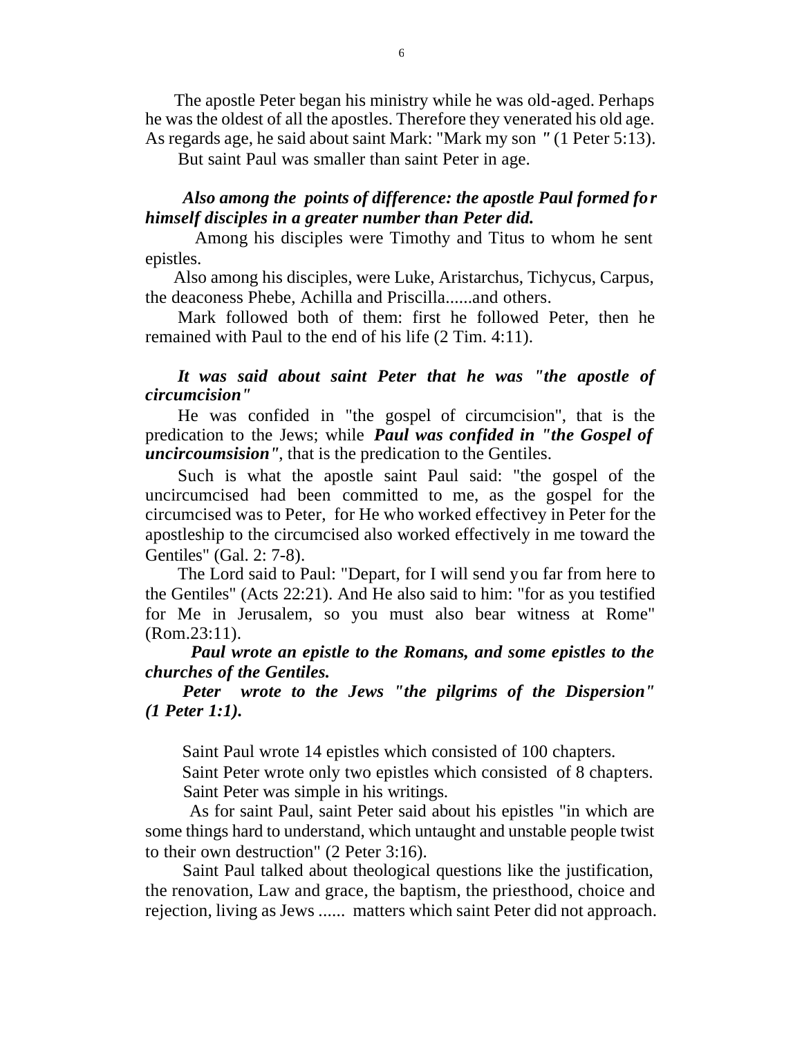The apostle Peter began his ministry while he was old-aged. Perhaps he was the oldest of all the apostles. Therefore they venerated his old age. As regards age, he said about saint Mark: "Mark my son " (1 Peter 5:13).

But saint Paul was smaller than saint Peter in age.

***Also among the points of difference: the apostle Paul formed for himself disciples in a greater number than Peter did.***

Among his disciples were Timothy and Titus to whom he sent epistles.

Also among his disciples, were Luke, Aristarchus, Tichycus, Carpus, the deaconess Phebe, Achilla and Priscilla......and others.

Mark followed both of them: first he followed Peter, then he remained with Paul to the end of his life (2 Tim. 4:11).

***It was said about saint Peter that he was "the apostle of circumcision"***

He was confided in "the gospel of circumcision", that is the predication to the Jews; while ***Paul was confided in "the Gospel of uncircoumsision"***, that is the predication to the Gentiles.

Such is what the apostle saint Paul said: "the gospel of the uncircumcised had been committed to me, as the gospel for the circumcised was to Peter, for He who worked effectivey in Peter for the apostleship to the circumcised also worked effectively in me toward the Gentiles" (Gal. 2: 7-8).

The Lord said to Paul: "Depart, for I will send you far from here to the Gentiles" (Acts 22:21). And He also said to him: "for as you testified for Me in Jerusalem, so you must also bear witness at Rome" (Rom.23:11).

***Paul wrote an epistle to the Romans, and some epistles to the churches of the Gentiles.***

***Peter wrote to the Jews "the pilgrims of the Dispersion" (1 Peter 1:1).***

Saint Paul wrote 14 epistles which consisted of 100 chapters.

Saint Peter wrote only two epistles which consisted of 8 chapters.

Saint Peter was simple in his writings.

As for saint Paul, saint Peter said about his epistles "in which are some things hard to understand, which untaught and unstable people twist to their own destruction" (2 Peter 3:16).

Saint Paul talked about theological questions like the justification, the renovation, Law and grace, the baptism, the priesthood, choice and rejection, living as Jews ...... matters which saint Peter did not approach.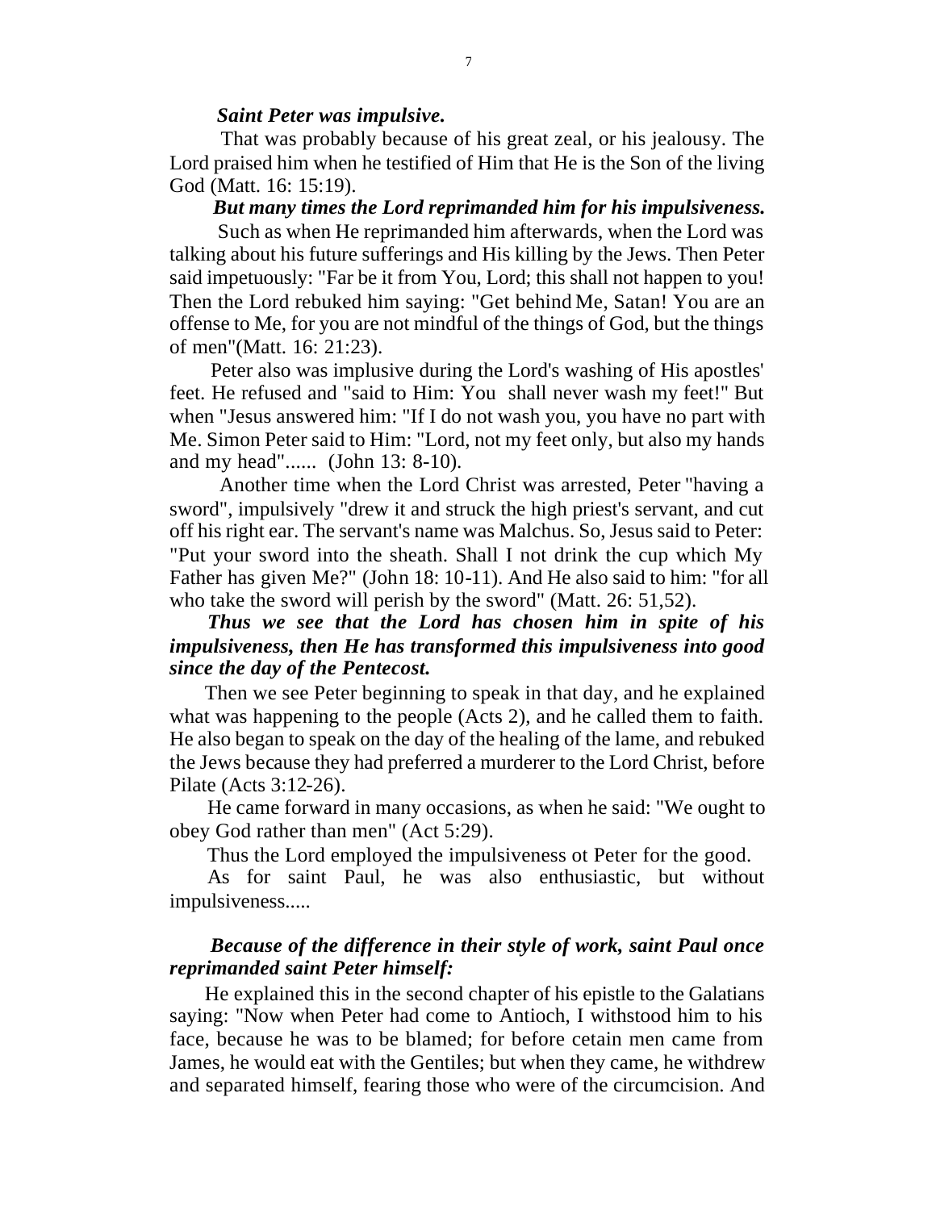***Saint Peter was impulsive.***

That was probably because of his great zeal, or his jealousy. The Lord praised him when he testified of Him that He is the Son of the living God (Matt. 16: 15:19).

***But many times the Lord reprimanded him for his impulsiveness.***

Such as when He reprimanded him afterwards, when the Lord was talking about his future sufferings and His killing by the Jews. Then Peter said impetuously: "Far be it from You, Lord; this shall not happen to you! Then the Lord rebuked him saying: "Get behind Me, Satan! You are an offense to Me, for you are not mindful of the things of God, but the things of men"(Matt. 16: 21:23).

Peter also was implusive during the Lord's washing of His apostles' feet. He refused and "said to Him: You shall never wash my feet!" But when "Jesus answered him: "If I do not wash you, you have no part with Me. Simon Peter said to Him: "Lord, not my feet only, but also my hands and my head"...... (John 13: 8-10).

Another time when the Lord Christ was arrested, Peter "having a sword", impulsively "drew it and struck the high priest's servant, and cut off his right ear. The servant's name was Malchus. So, Jesus said to Peter: "Put your sword into the sheath. Shall I not drink the cup which My Father has given Me?" (John 18: 10-11). And He also said to him: "for all who take the sword will perish by the sword" (Matt. 26: 51,52).

***Thus we see that the Lord has chosen him in spite of his impulsiveness, then He has transformed this impulsiveness into good since the day of the Pentecost.***

Then we see Peter beginning to speak in that day, and he explained what was happening to the people (Acts 2), and he called them to faith. He also began to speak on the day of the healing of the lame, and rebuked the Jews because they had preferred a murderer to the Lord Christ, before Pilate (Acts 3:12-26).

He came forward in many occasions, as when he said: "We ought to obey God rather than men" (Act 5:29).

Thus the Lord employed the impulsiveness ot Peter for the good.

As for saint Paul, he was also enthusiastic, but without impulsiveness.....

***Because of the difference in their style of work, saint Paul once reprimanded saint Peter himself:***

He explained this in the second chapter of his epistle to the Galatians saying: "Now when Peter had come to Antioch, I withstood him to his face, because he was to be blamed; for before cetain men came from James, he would eat with the Gentiles; but when they came, he withdrew and separated himself, fearing those who were of the circumcision. And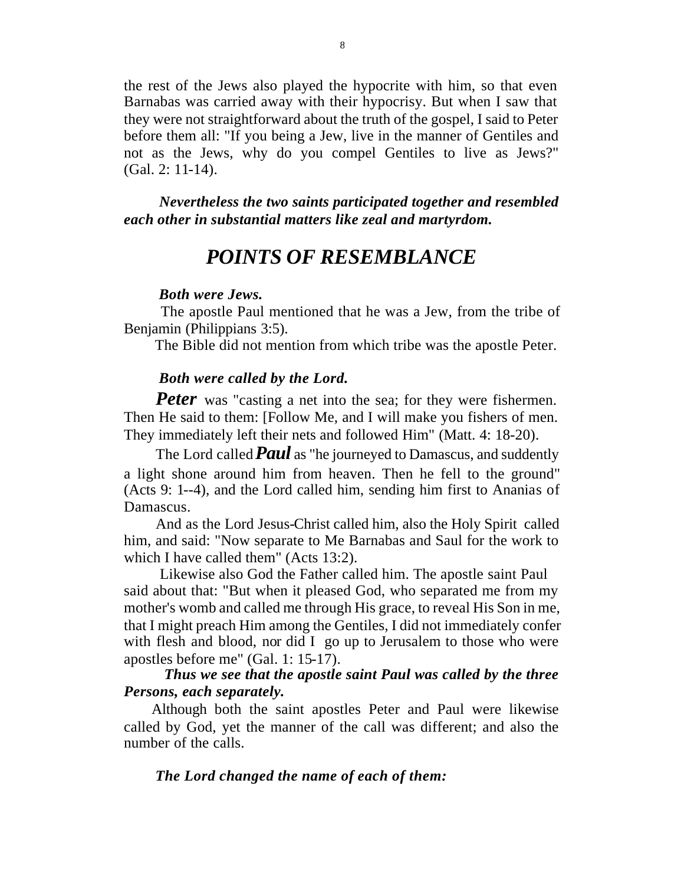the rest of the Jews also played the hypocrite with him, so that even Barnabas was carried away with their hypocrisy. But when I saw that they were not straightforward about the truth of the gospel, I said to Peter before them all: "If you being a Jew, live in the manner of Gentiles and not as the Jews, why do you compel Gentiles to live as Jews?" (Gal. 2: 11-14).

***Nevertheless the two saints participated together and resembled each other in substantial matters like zeal and martyrdom.***

# *POINTS OF RESEMBLANCE*

***Both were Jews.***

The apostle Paul mentioned that he was a Jew, from the tribe of Benjamin (Philippians 3:5).

The Bible did not mention from which tribe was the apostle Peter.

***Both were called by the Lord.***

***Peter*** was "casting a net into the sea; for they were fishermen. Then He said to them: [Follow Me, and I will make you fishers of men. They immediately left their nets and followed Him" (Matt. 4: 18-20).

The Lord called ***Paul*** as "he journeyed to Damascus, and suddently a light shone around him from heaven. Then he fell to the ground" (Acts 9: 1--4), and the Lord called him, sending him first to Ananias of Damascus.

And as the Lord Jesus-Christ called him, also the Holy Spirit called him, and said: "Now separate to Me Barnabas and Saul for the work to which I have called them" (Acts 13:2).

Likewise also God the Father called him. The apostle saint Paul said about that: "But when it pleased God, who separated me from my mother's womb and called me through His grace, to reveal His Son in me, that I might preach Him among the Gentiles, I did not immediately confer with flesh and blood, nor did I go up to Jerusalem to those who were apostles before me" (Gal. 1: 15-17).

***Thus we see that the apostle saint Paul was called by the three Persons, each separately.***

Although both the saint apostles Peter and Paul were likewise called by God, yet the manner of the call was different; and also the number of the calls.

***The Lord changed the name of each of them:***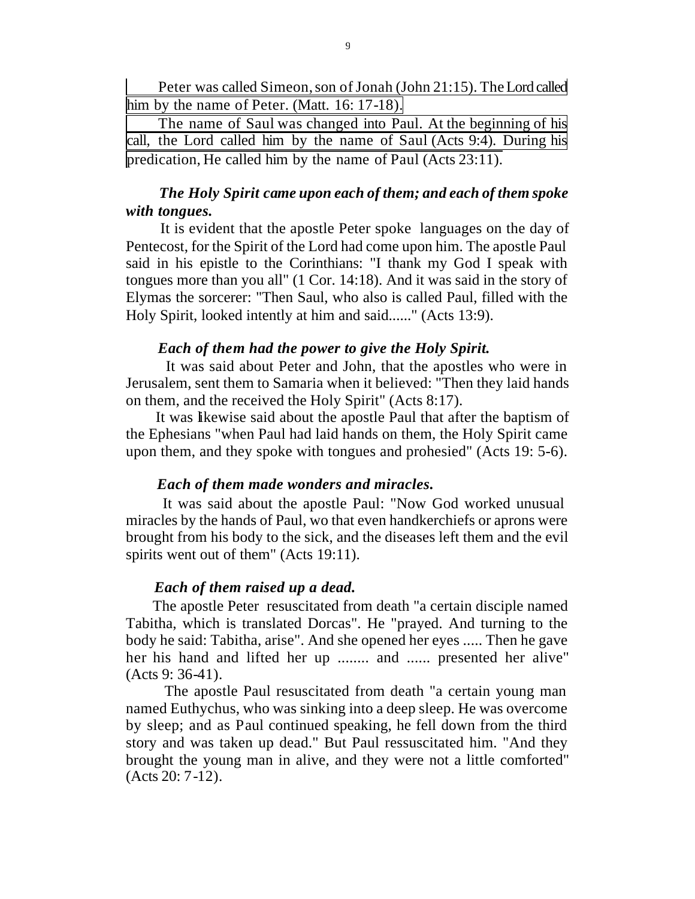Peter was called Simeon, son of Jonah (John 21:15). The Lord called him by the name of Peter. (Matt. 16: 17-18).

The name of Saul was changed into Paul. At the beginning of his call, the Lord called him by the name of Saul (Acts 9:4). During his predication, He called him by the name of Paul (Acts 23:11).

***The Holy Spirit came upon each of them; and each of them spoke with tongues.***

It is evident that the apostle Peter spoke languages on the day of Pentecost, for the Spirit of the Lord had come upon him. The apostle Paul said in his epistle to the Corinthians: "I thank my God I speak with tongues more than you all" (1 Cor. 14:18). And it was said in the story of Elymas the sorcerer: "Then Saul, who also is called Paul, filled with the Holy Spirit, looked intently at him and said......" (Acts 13:9).

***Each of them had the power to give the Holy Spirit.***

It was said about Peter and John, that the apostles who were in Jerusalem, sent them to Samaria when it believed: "Then they laid hands on them, and the received the Holy Spirit" (Acts 8:17).

It was likewise said about the apostle Paul that after the baptism of the Ephesians "when Paul had laid hands on them, the Holy Spirit came upon them, and they spoke with tongues and prohesied" (Acts 19: 5-6).

***Each of them made wonders and miracles.***

It was said about the apostle Paul: "Now God worked unusual miracles by the hands of Paul, wo that even handkerchiefs or aprons were brought from his body to the sick, and the diseases left them and the evil spirits went out of them" (Acts 19:11).

***Each of them raised up a dead.***

The apostle Peter resuscitated from death "a certain disciple named Tabitha, which is translated Dorcas". He "prayed. And turning to the body he said: Tabitha, arise". And she opened her eyes ..... Then he gave her his hand and lifted her up ........ and ...... presented her alive" (Acts 9: 36-41).

The apostle Paul resuscitated from death "a certain young man named Euthychus, who was sinking into a deep sleep. He was overcome by sleep; and as Paul continued speaking, he fell down from the third story and was taken up dead." But Paul ressuscitated him. "And they brought the young man in alive, and they were not a little comforted" (Acts 20: 7-12).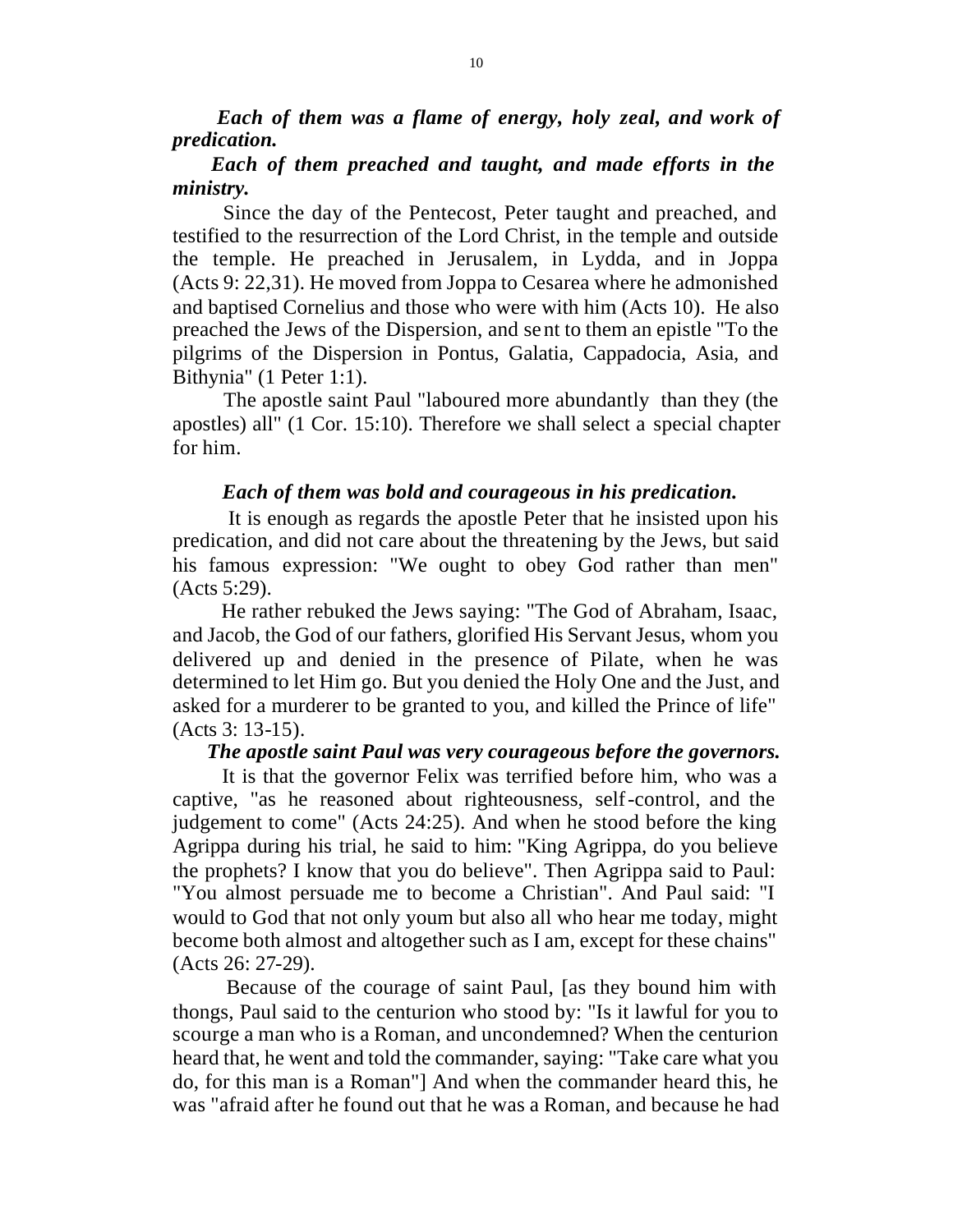***Each of them was a flame of energy, holy zeal, and work of predication.***

***Each of them preached and taught, and made efforts in the ministry.***

Since the day of the Pentecost, Peter taught and preached, and testified to the resurrection of the Lord Christ, in the temple and outside the temple. He preached in Jerusalem, in Lydda, and in Joppa (Acts 9: 22,31). He moved from Joppa to Cesarea where he admonished and baptised Cornelius and those who were with him (Acts 10). He also preached the Jews of the Dispersion, and sent to them an epistle "To the pilgrims of the Dispersion in Pontus, Galatia, Cappadocia, Asia, and Bithynia" (1 Peter 1:1).

The apostle saint Paul "laboured more abundantly than they (the apostles) all" (1 Cor. 15:10). Therefore we shall select a special chapter for him.

***Each of them was bold and courageous in his predication.***

It is enough as regards the apostle Peter that he insisted upon his predication, and did not care about the threatening by the Jews, but said his famous expression: "We ought to obey God rather than men" (Acts 5:29).

He rather rebuked the Jews saying: "The God of Abraham, Isaac, and Jacob, the God of our fathers, glorified His Servant Jesus, whom you delivered up and denied in the presence of Pilate, when he was determined to let Him go. But you denied the Holy One and the Just, and asked for a murderer to be granted to you, and killed the Prince of life" (Acts 3: 13-15).

***The apostle saint Paul was very courageous before the governors.***

It is that the governor Felix was terrified before him, who was a captive, "as he reasoned about righteousness, self-control, and the judgement to come" (Acts 24:25). And when he stood before the king Agrippa during his trial, he said to him: "King Agrippa, do you believe the prophets? I know that you do believe". Then Agrippa said to Paul: "You almost persuade me to become a Christian". And Paul said: "I would to God that not only youm but also all who hear me today, might become both almost and altogether such as I am, except for these chains" (Acts 26: 27-29).

Because of the courage of saint Paul, [as they bound him with thongs, Paul said to the centurion who stood by: "Is it lawful for you to scourge a man who is a Roman, and uncondemned? When the centurion heard that, he went and told the commander, saying: "Take care what you do, for this man is a Roman"] And when the commander heard this, he was "afraid after he found out that he was a Roman, and because he had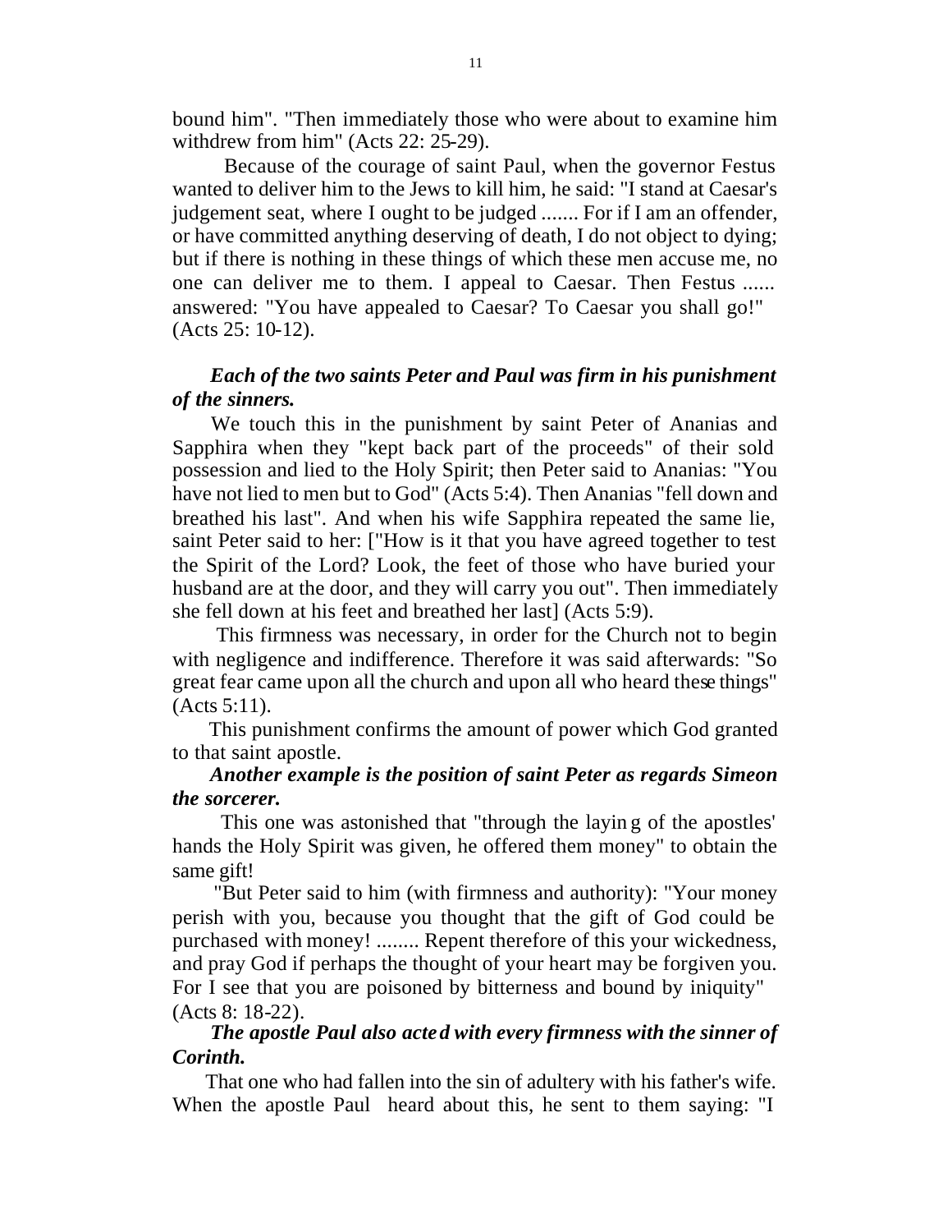bound him". "Then immediately those who were about to examine him withdrew from him" (Acts 22: 25-29).

Because of the courage of saint Paul, when the governor Festus wanted to deliver him to the Jews to kill him, he said: "I stand at Caesar's judgement seat, where I ought to be judged ....... For if I am an offender, or have committed anything deserving of death, I do not object to dying; but if there is nothing in these things of which these men accuse me, no one can deliver me to them. I appeal to Caesar. Then Festus ...... answered: "You have appealed to Caesar? To Caesar you shall go!" (Acts 25: 10-12).

***Each of the two saints Peter and Paul was firm in his punishment of the sinners.***

We touch this in the punishment by saint Peter of Ananias and Sapphira when they "kept back part of the proceeds" of their sold possession and lied to the Holy Spirit; then Peter said to Ananias: "You have not lied to men but to God" (Acts 5:4). Then Ananias "fell down and breathed his last". And when his wife Sapphira repeated the same lie, saint Peter said to her: ["How is it that you have agreed together to test the Spirit of the Lord? Look, the feet of those who have buried your husband are at the door, and they will carry you out". Then immediately she fell down at his feet and breathed her last] (Acts 5:9).

This firmness was necessary, in order for the Church not to begin with negligence and indifference. Therefore it was said afterwards: "So great fear came upon all the church and upon all who heard these things" (Acts 5:11).

This punishment confirms the amount of power which God granted to that saint apostle.

***Another example is the position of saint Peter as regards Simeon the sorcerer.***

This one was astonished that "through the laying of the apostles' hands the Holy Spirit was given, he offered them money" to obtain the same gift!

"But Peter said to him (with firmness and authority): "Your money perish with you, because you thought that the gift of God could be purchased with money! ........ Repent therefore of this your wickedness, and pray God if perhaps the thought of your heart may be forgiven you. For I see that you are poisoned by bitterness and bound by iniquity" (Acts 8: 18-22).

***The apostle Paul also acted with every firmness with the sinner of Corinth.***

That one who had fallen into the sin of adultery with his father's wife. When the apostle Paul heard about this, he sent to them saying: "I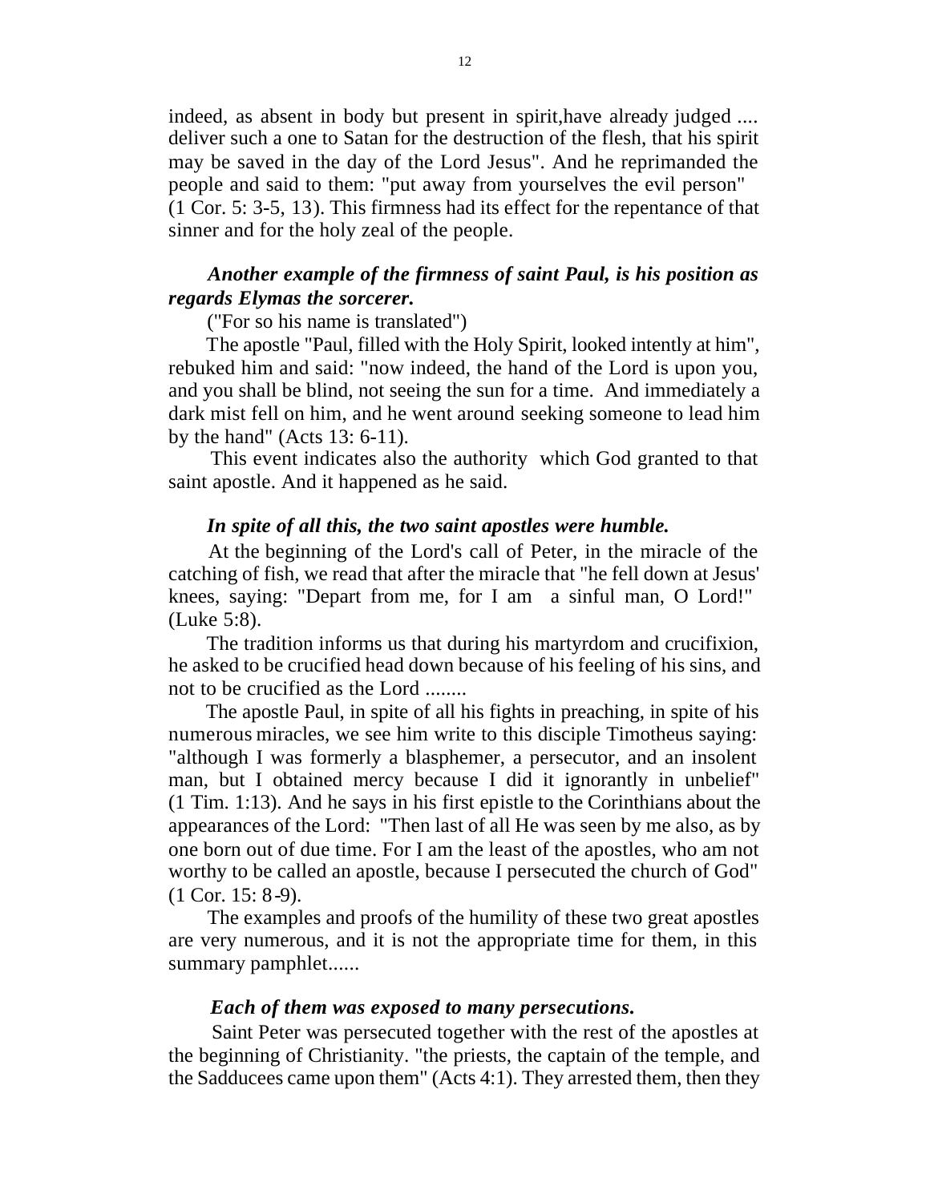indeed, as absent in body but present in spirit,have already judged .... deliver such a one to Satan for the destruction of the flesh, that his spirit may be saved in the day of the Lord Jesus". And he reprimanded the people and said to them: "put away from yourselves the evil person" (1 Cor. 5: 3-5, 13). This firmness had its effect for the repentance of that sinner and for the holy zeal of the people.

***Another example of the firmness of saint Paul, is his position as regards Elymas the sorcerer.***

("For so his name is translated")

The apostle "Paul, filled with the Holy Spirit, looked intently at him", rebuked him and said: "now indeed, the hand of the Lord is upon you, and you shall be blind, not seeing the sun for a time. And immediately a dark mist fell on him, and he went around seeking someone to lead him by the hand" (Acts 13: 6-11).

This event indicates also the authority which God granted to that saint apostle. And it happened as he said.

***In spite of all this, the two saint apostles were humble.***

At the beginning of the Lord's call of Peter, in the miracle of the catching of fish, we read that after the miracle that "he fell down at Jesus' knees, saying: "Depart from me, for I am a sinful man, O Lord!" (Luke 5:8).

The tradition informs us that during his martyrdom and crucifixion, he asked to be crucified head down because of his feeling of his sins, and not to be crucified as the Lord ........

The apostle Paul, in spite of all his fights in preaching, in spite of his numerous miracles, we see him write to this disciple Timotheus saying: "although I was formerly a blasphemer, a persecutor, and an insolent man, but I obtained mercy because I did it ignorantly in unbelief" (1 Tim. 1:13). And he says in his first epistle to the Corinthians about the appearances of the Lord: "Then last of all He was seen by me also, as by one born out of due time. For I am the least of the apostles, who am not worthy to be called an apostle, because I persecuted the church of God" (1 Cor. 15: 8-9).

The examples and proofs of the humility of these two great apostles are very numerous, and it is not the appropriate time for them, in this summary pamphlet......

***Each of them was exposed to many persecutions.***

Saint Peter was persecuted together with the rest of the apostles at the beginning of Christianity. "the priests, the captain of the temple, and the Sadducees came upon them" (Acts 4:1). They arrested them, then they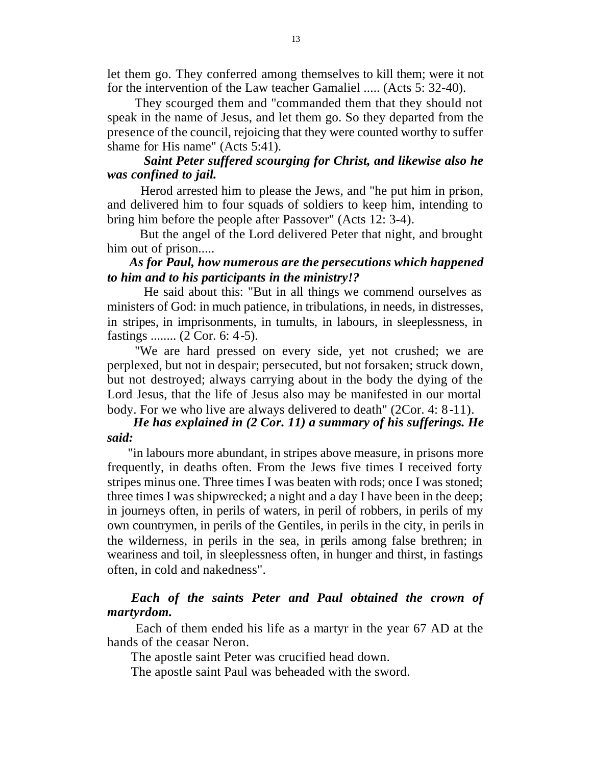let them go. They conferred among themselves to kill them; were it not for the intervention of the Law teacher Gamaliel ..... (Acts 5: 32-40).

They scourged them and "commanded them that they should not speak in the name of Jesus, and let them go. So they departed from the presence of the council, rejoicing that they were counted worthy to suffer shame for His name" (Acts 5:41).

***Saint Peter suffered scourging for Christ, and likewise also he was confined to jail.***

Herod arrested him to please the Jews, and "he put him in prison, and delivered him to four squads of soldiers to keep him, intending to bring him before the people after Passover" (Acts 12: 3-4).

But the angel of the Lord delivered Peter that night, and brought him out of prison.....

***As for Paul, how numerous are the persecutions which happened to him and to his participants in the ministry!?***

He said about this: "But in all things we commend ourselves as ministers of God: in much patience, in tribulations, in needs, in distresses, in stripes, in imprisonments, in tumults, in labours, in sleeplessness, in fastings ........ (2 Cor. 6: 4-5).

"We are hard pressed on every side, yet not crushed; we are perplexed, but not in despair; persecuted, but not forsaken; struck down, but not destroyed; always carrying about in the body the dying of the Lord Jesus, that the life of Jesus also may be manifested in our mortal body. For we who live are always delivered to death" (2Cor. 4: 8-11).

***He has explained in (2 Cor. 11) a summary of his sufferings. He said:***

"in labours more abundant, in stripes above measure, in prisons more frequently, in deaths often. From the Jews five times I received forty stripes minus one. Three times I was beaten with rods; once I was stoned; three times I was shipwrecked; a night and a day I have been in the deep; in journeys often, in perils of waters, in peril of robbers, in perils of my own countrymen, in perils of the Gentiles, in perils in the city, in perils in the wilderness, in perils in the sea, in perils among false brethren; in weariness and toil, in sleeplessness often, in hunger and thirst, in fastings often, in cold and nakedness".

***Each of the saints Peter and Paul obtained the crown of martyrdom.***

Each of them ended his life as a martyr in the year 67 AD at the hands of the ceasar Neron.

The apostle saint Peter was crucified head down.

The apostle saint Paul was beheaded with the sword.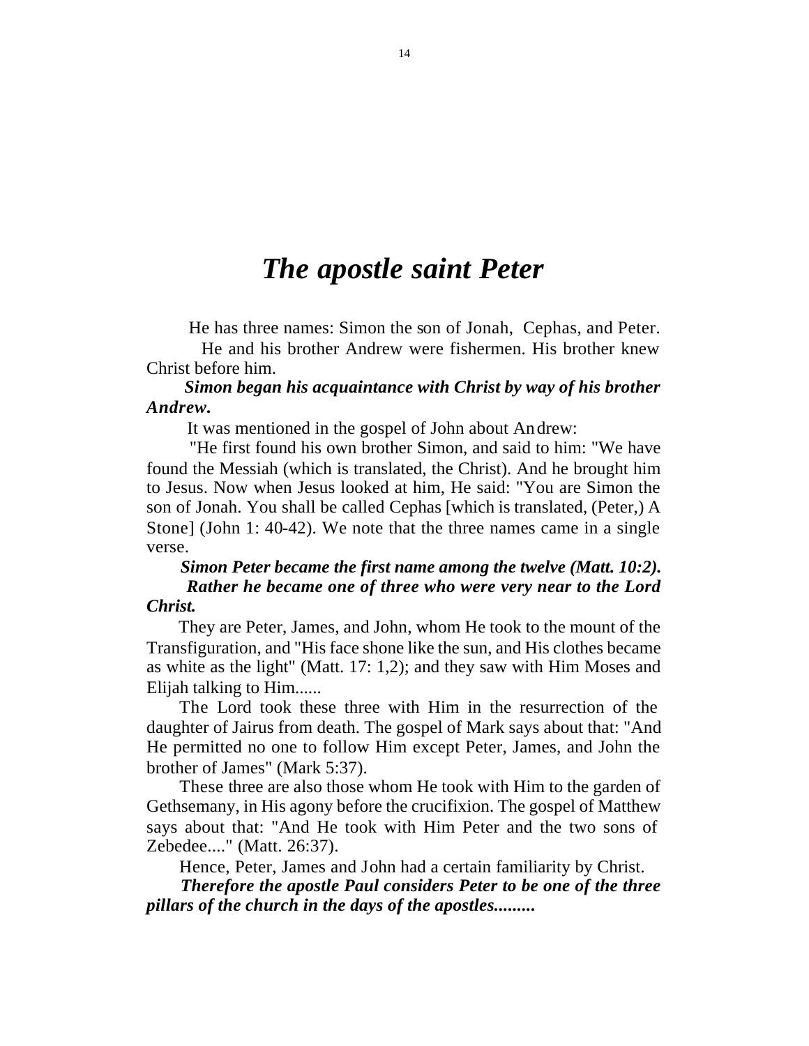# *The apostle saint Peter*

He has three names: Simon the son of Jonah, Cephas, and Peter.

He and his brother Andrew were fishermen. His brother knew Christ before him.

***Simon began his acquaintance with Christ by way of his brother Andrew.***

It was mentioned in the gospel of John about Andrew:

"He first found his own brother Simon, and said to him: "We have found the Messiah (which is translated, the Christ). And he brought him to Jesus. Now when Jesus looked at him, He said: "You are Simon the son of Jonah. You shall be called Cephas [which is translated, (Peter,) A Stone] (John 1: 40-42). We note that the three names came in a single verse.

***Simon Peter became the first name among the twelve (Matt. 10:2).***

***Rather he became one of three who were very near to the Lord Christ.***

They are Peter, James, and John, whom He took to the mount of the Transfiguration, and "His face shone like the sun, and His clothes became as white as the light" (Matt. 17: 1,2); and they saw with Him Moses and Elijah talking to Him......

The Lord took these three with Him in the resurrection of the daughter of Jairus from death. The gospel of Mark says about that: "And He permitted no one to follow Him except Peter, James, and John the brother of James" (Mark 5:37).

These three are also those whom He took with Him to the garden of Gethsemany, in His agony before the crucifixion. The gospel of Matthew says about that: "And He took with Him Peter and the two sons of Zebedee...." (Matt. 26:37).

Hence, Peter, James and John had a certain familiarity by Christ.

***Therefore the apostle Paul considers Peter to be one of the three pillars of the church in the days of the apostles.........***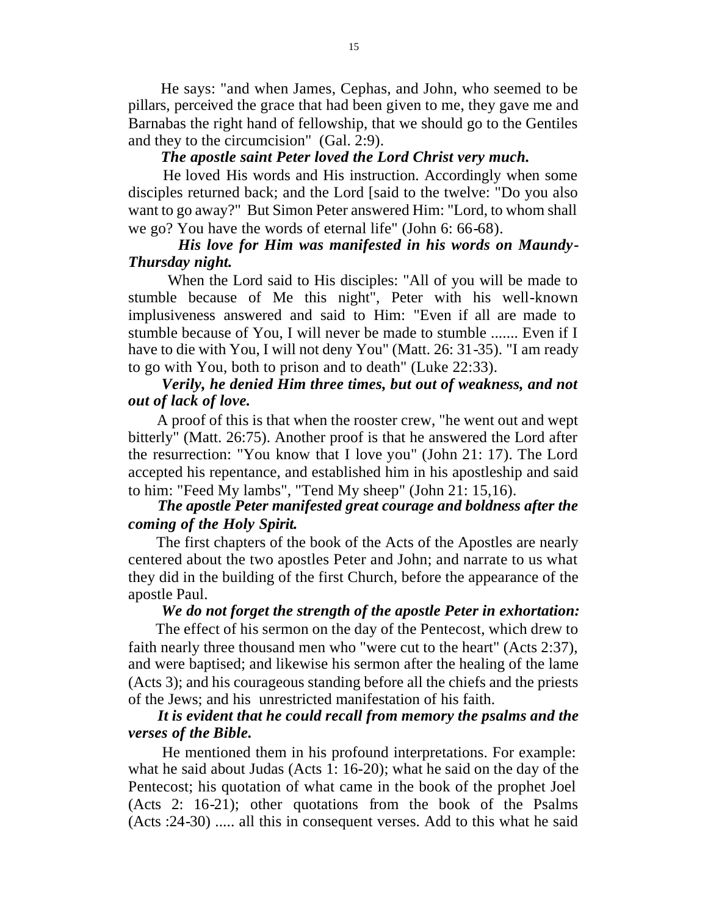He says: "and when James, Cephas, and John, who seemed to be pillars, perceived the grace that had been given to me, they gave me and Barnabas the right hand of fellowship, that we should go to the Gentiles and they to the circumcision" (Gal. 2:9).

***The apostle saint Peter loved the Lord Christ very much.***

He loved His words and His instruction. Accordingly when some disciples returned back; and the Lord [said to the twelve: "Do you also want to go away?" But Simon Peter answered Him: "Lord, to whom shall we go? You have the words of eternal life" (John 6: 66-68).

***His love for Him was manifested in his words on Maundy-Thursday night.***

When the Lord said to His disciples: "All of you will be made to stumble because of Me this night", Peter with his well-known implusiveness answered and said to Him: "Even if all are made to stumble because of You, I will never be made to stumble ....... Even if I have to die with You, I will not deny You" (Matt. 26: 31-35). "I am ready to go with You, both to prison and to death" (Luke 22:33).

***Verily, he denied Him three times, but out of weakness, and not out of lack of love.***

A proof of this is that when the rooster crew, "he went out and wept bitterly" (Matt. 26:75). Another proof is that he answered the Lord after the resurrection: "You know that I love you" (John 21: 17). The Lord accepted his repentance, and established him in his apostleship and said to him: "Feed My lambs", "Tend My sheep" (John 21: 15,16).

***The apostle Peter manifested great courage and boldness after the coming of the Holy Spirit.***

The first chapters of the book of the Acts of the Apostles are nearly centered about the two apostles Peter and John; and narrate to us what they did in the building of the first Church, before the appearance of the apostle Paul.

***We do not forget the strength of the apostle Peter in exhortation:***

The effect of his sermon on the day of the Pentecost, which drew to faith nearly three thousand men who "were cut to the heart" (Acts 2:37), and were baptised; and likewise his sermon after the healing of the lame (Acts 3); and his courageous standing before all the chiefs and the priests of the Jews; and his unrestricted manifestation of his faith.

***It is evident that he could recall from memory the psalms and the verses of the Bible.***

He mentioned them in his profound interpretations. For example: what he said about Judas (Acts 1: 16-20); what he said on the day of the Pentecost; his quotation of what came in the book of the prophet Joel (Acts 2: 16-21); other quotations from the book of the Psalms (Acts :24-30) ..... all this in consequent verses. Add to this what he said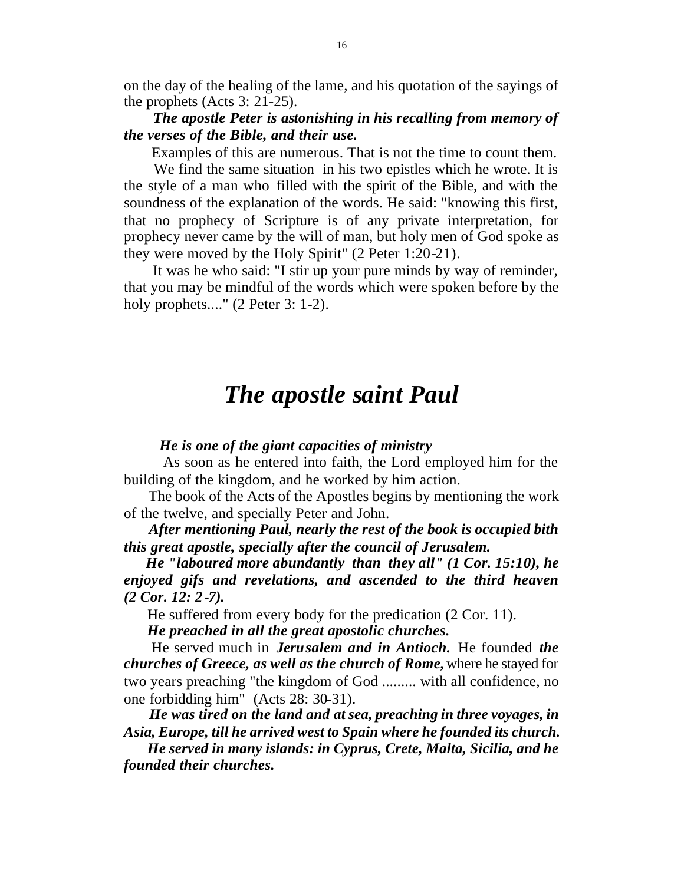on the day of the healing of the lame, and his quotation of the sayings of the prophets (Acts 3: 21-25).

***The apostle Peter is astonishing in his recalling from memory of the verses of the Bible, and their use.***

Examples of this are numerous. That is not the time to count them.

We find the same situation in his two epistles which he wrote. It is the style of a man who filled with the spirit of the Bible, and with the soundness of the explanation of the words. He said: "knowing this first, that no prophecy of Scripture is of any private interpretation, for prophecy never came by the will of man, but holy men of God spoke as they were moved by the Holy Spirit" (2 Peter 1:20-21).

It was he who said: "I stir up your pure minds by way of reminder, that you may be mindful of the words which were spoken before by the holy prophets...." (2 Peter 3: 1-2).

# *The apostle saint Paul*

***He is one of the giant capacities of ministry***

As soon as he entered into faith, the Lord employed him for the building of the kingdom, and he worked by him action.

The book of the Acts of the Apostles begins by mentioning the work of the twelve, and specially Peter and John.

***After mentioning Paul, nearly the rest of the book is occupied bith this great apostle, specially after the council of Jerusalem.***

***He "laboured more abundantly than they all" (1 Cor. 15:10), he enjoyed gifs and revelations, and ascended to the third heaven (2 Cor. 12: 2-7).***

He suffered from every body for the predication (2 Cor. 11).

***He preached in all the great apostolic churches.***

He served much in ***Jerusalem and in Antioch.*** He founded ***the churches of Greece, as well as the church of Rome,*** where he stayed for two years preaching "the kingdom of God ......... with all confidence, no one forbidding him" (Acts 28: 30-31).

***He was tired on the land and at sea, preaching in three voyages, in Asia, Europe, till he arrived west to Spain where he founded its church.***

***He served in many islands: in Cyprus, Crete, Malta, Sicilia, and he founded their churches.***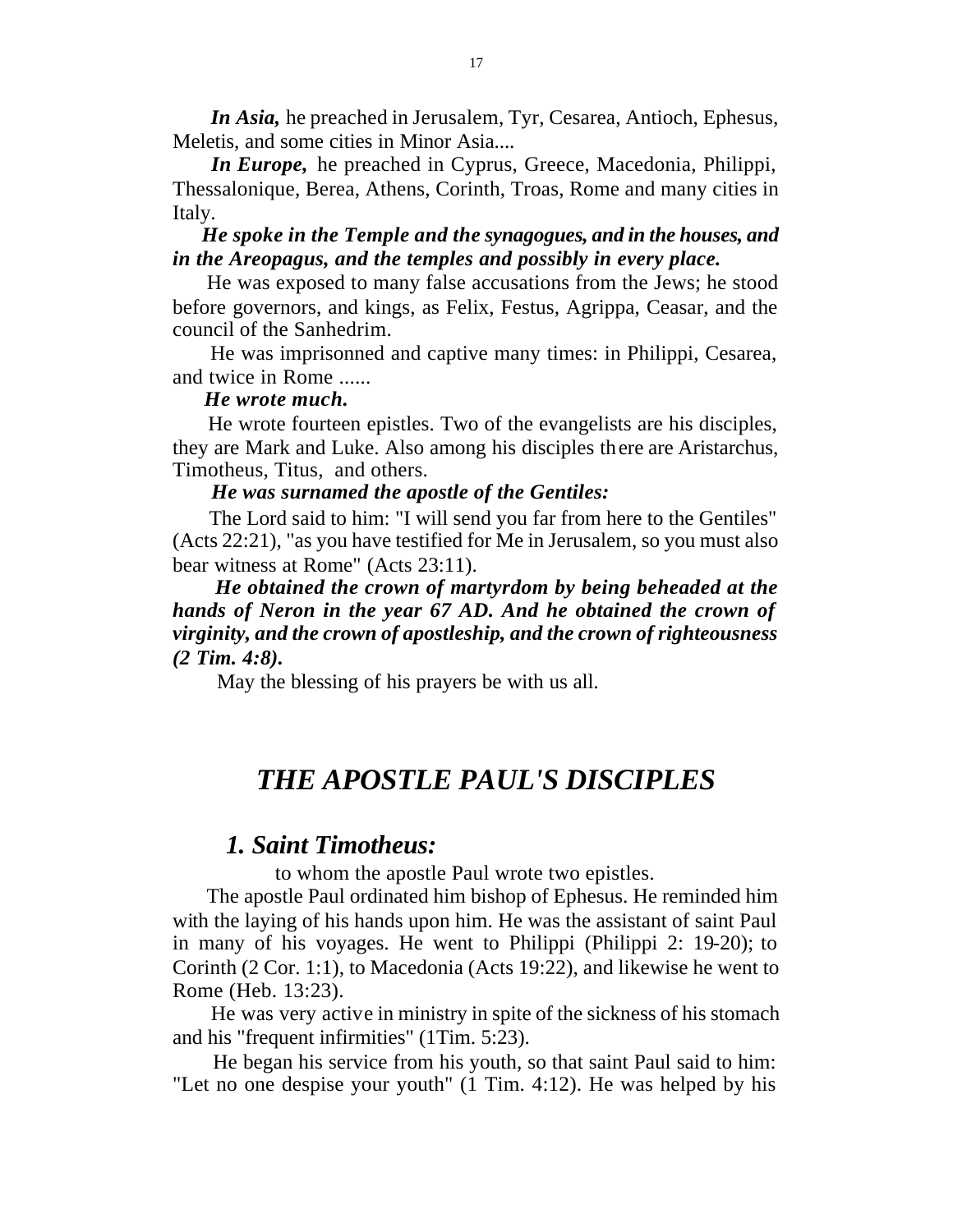*In Asia,* he preached in Jerusalem, Tyr, Cesarea, Antioch, Ephesus, Meletis, and some cities in Minor Asia....

*In Europe,* he preached in Cyprus, Greece, Macedonia, Philippi, Thessalonique, Berea, Athens, Corinth, Troas, Rome and many cities in Italy.

***He spoke in the Temple and the synagogues, and in the houses, and in the Areopagus, and the temples and possibly in every place.***

He was exposed to many false accusations from the Jews; he stood before governors, and kings, as Felix, Festus, Agrippa, Ceasar, and the council of the Sanhedrim.

He was imprisonned and captive many times: in Philippi, Cesarea, and twice in Rome ......

***He wrote much.***

He wrote fourteen epistles. Two of the evangelists are his disciples, they are Mark and Luke. Also among his disciples there are Aristarchus, Timotheus, Titus, and others.

***He was surnamed the apostle of the Gentiles:***

The Lord said to him: "I will send you far from here to the Gentiles" (Acts 22:21), "as you have testified for Me in Jerusalem, so you must also bear witness at Rome" (Acts 23:11).

***He obtained the crown of martyrdom by being beheaded at the hands of Neron in the year 67 AD. And he obtained the crown of virginity, and the crown of apostleship, and the crown of righteousness (2 Tim. 4:8).***

May the blessing of his prayers be with us all.

# *THE APOSTLE PAUL'S DISCIPLES*

## *1. Saint Timotheus:*

to whom the apostle Paul wrote two epistles.

The apostle Paul ordinated him bishop of Ephesus. He reminded him with the laying of his hands upon him. He was the assistant of saint Paul in many of his voyages. He went to Philippi (Philippi 2: 19-20); to Corinth (2 Cor. 1:1), to Macedonia (Acts 19:22), and likewise he went to Rome (Heb. 13:23).

He was very active in ministry in spite of the sickness of his stomach and his "frequent infirmities" (1Tim. 5:23).

He began his service from his youth, so that saint Paul said to him: "Let no one despise your youth" (1 Tim. 4:12). He was helped by his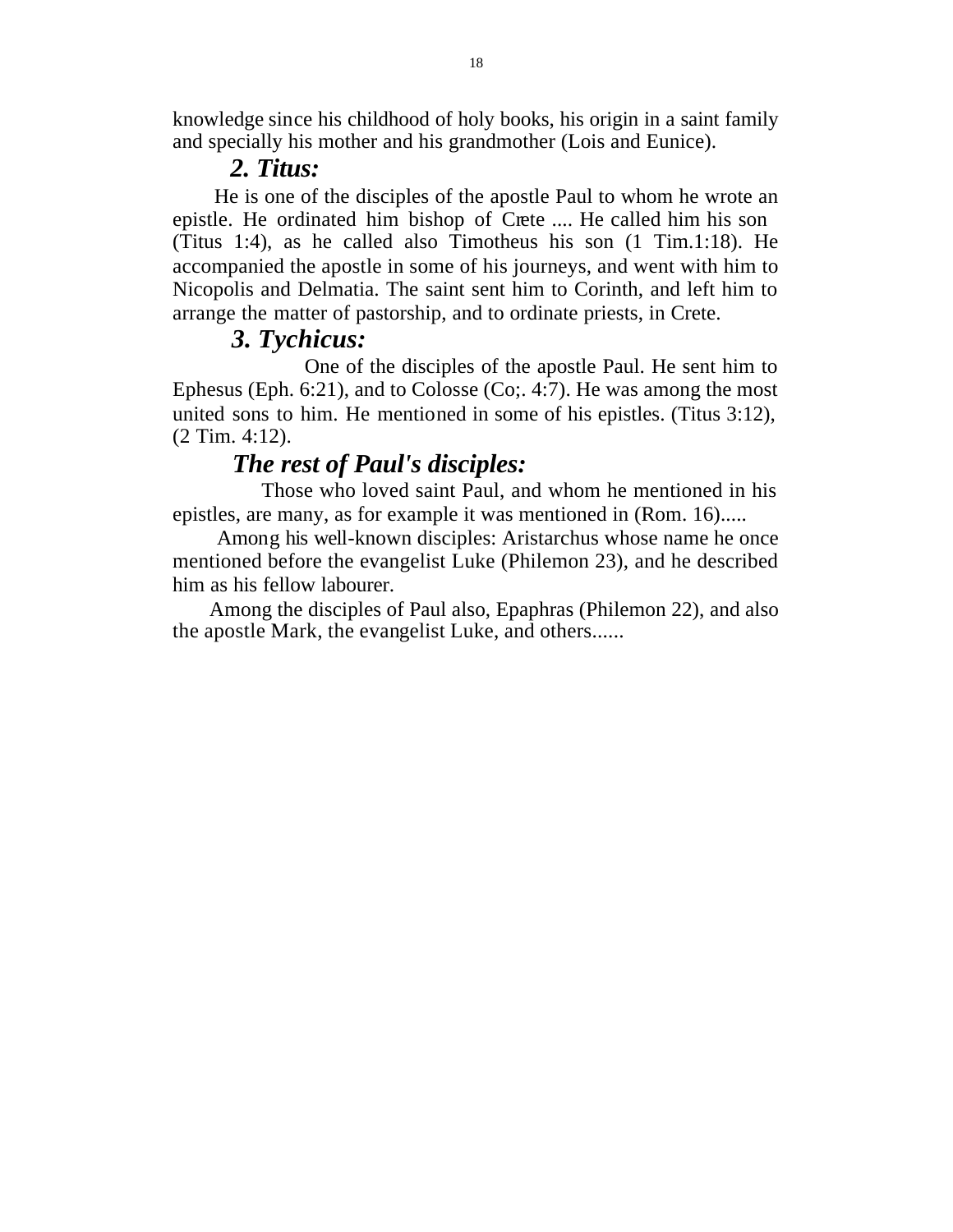knowledge since his childhood of holy books, his origin in a saint family and specially his mother and his grandmother (Lois and Eunice).

### *2. Titus:*

He is one of the disciples of the apostle Paul to whom he wrote an epistle. He ordinated him bishop of Crete .... He called him his son (Titus 1:4), as he called also Timotheus his son (1 Tim.1:18). He accompanied the apostle in some of his journeys, and went with him to Nicopolis and Delmatia. The saint sent him to Corinth, and left him to arrange the matter of pastorship, and to ordinate priests, in Crete.

### *3. Tychicus:*

One of the disciples of the apostle Paul. He sent him to Ephesus (Eph. 6:21), and to Colosse (Co;. 4:7). He was among the most united sons to him. He mentioned in some of his epistles. (Titus 3:12), (2 Tim. 4:12).

### *The rest of Paul's disciples:*

Those who loved saint Paul, and whom he mentioned in his epistles, are many, as for example it was mentioned in (Rom. 16).....

Among his well-known disciples: Aristarchus whose name he once mentioned before the evangelist Luke (Philemon 23), and he described him as his fellow labourer.

Among the disciples of Paul also, Epaphras (Philemon 22), and also the apostle Mark, the evangelist Luke, and others......